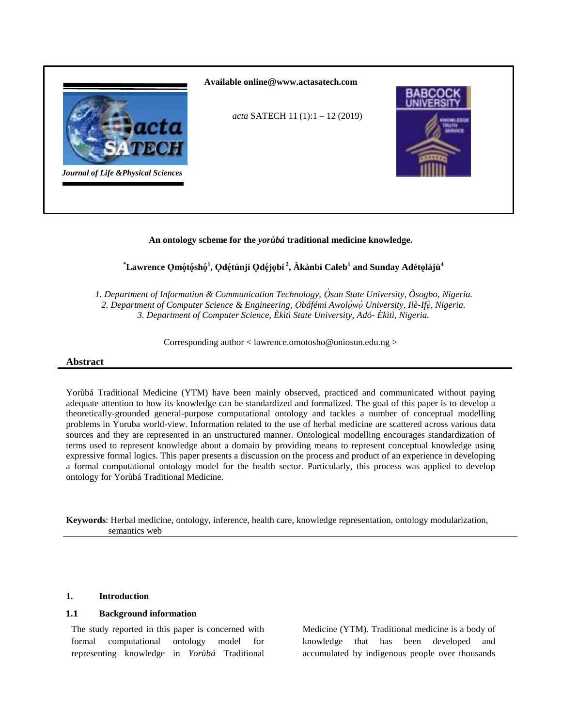Available online@www.actasatech.com

*acta* SATECH 11 (1):1 – 12 (2019)

*Journal of Life &Physical Sciences*

# An ontology scheme for the *yorùbá* traditional medicine knowledge.

**[*]Lawrence Ọmọ́tọ́shọ́[1], Ọdẹ́túnjí Ọdẹ́jọbí[2], Àkànbí Caleb[1] and Sunday Adétọlájù[4]**

*1. Department of Information & Communication Technology, Ọ̀sun State University, Òsogbo, Nigeria.*
*2. Department of Computer Science & Engineering, Ọbáfémi Awolọ́wọ̀ University, Ilè-Ifẹ̀, Nigeria.*
*3. Department of Computer Science, Èkìtì State University, Adó- Èkìtì, Nigeria.*

Corresponding author < lawrence.omotosho@uniosun.edu.ng >

## Abstract

Yorùbá Traditional Medicine (YTM) have been mainly observed, practiced and communicated without paying adequate attention to how its knowledge can be standardized and formalized. The goal of this paper is to develop a theoretically-grounded general-purpose computational ontology and tackles a number of conceptual modelling problems in Yoruba world-view. Information related to the use of herbal medicine are scattered across various data sources and they are represented in an unstructured manner. Ontological modelling encourages standardization of terms used to represent knowledge about a domain by providing means to represent conceptual knowledge using expressive formal logics. This paper presents a discussion on the process and product of an experience in developing a formal computational ontology model for the health sector. Particularly, this process was applied to develop ontology for Yorùbá Traditional Medicine.

**Keywords**: Herbal medicine, ontology, inference, health care, knowledge representation, ontology modularization, semantics web

## 1. Introduction

### 1.1 Background information

The study reported in this paper is concerned with formal computational ontology model for representing knowledge in *Yorùbá* Traditional Medicine (YTM). Traditional medicine is a body of knowledge that has been developed and accumulated by indigenous people over thousands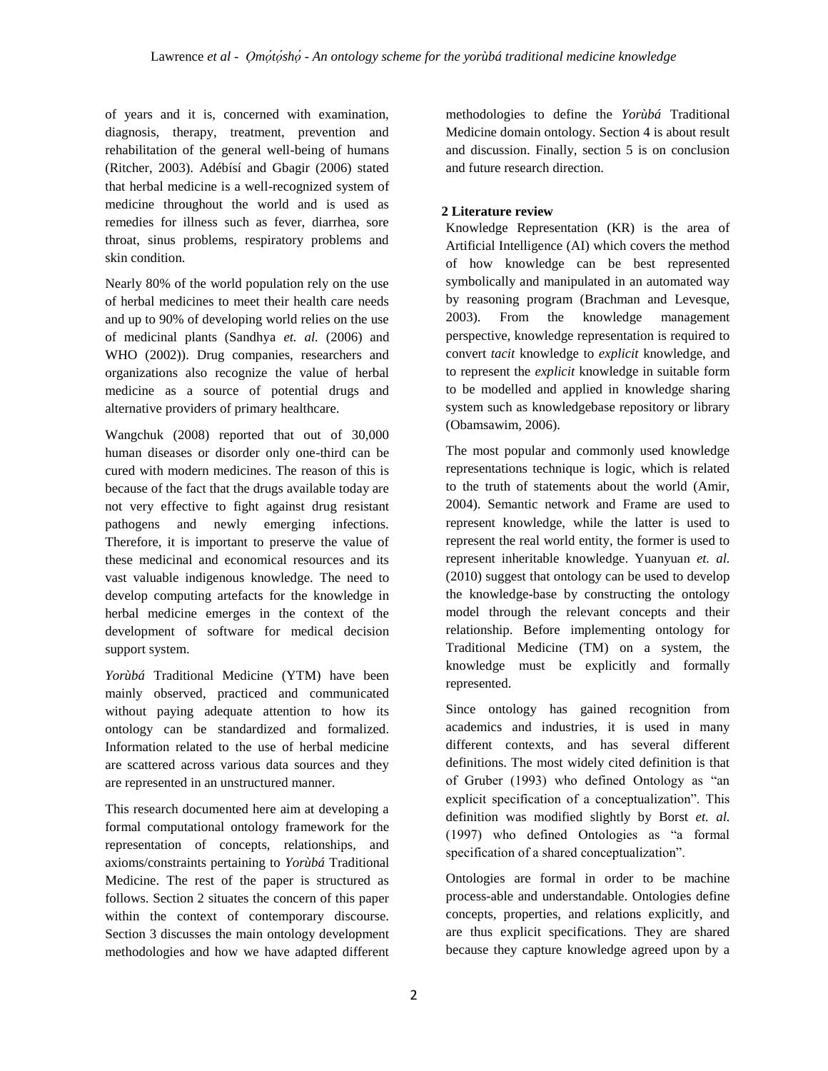of years and it is, concerned with examination, diagnosis, therapy, treatment, prevention and rehabilitation of the general well-being of humans (Ritcher, 2003). Adébísí and Gbagir (2006) stated that herbal medicine is a well-recognized system of medicine throughout the world and is used as remedies for illness such as fever, diarrhea, sore throat, sinus problems, respiratory problems and skin condition.

Nearly 80% of the world population rely on the use of herbal medicines to meet their health care needs and up to 90% of developing world relies on the use of medicinal plants (Sandhya *et. al.* (2006) and WHO (2002)). Drug companies, researchers and organizations also recognize the value of herbal medicine as a source of potential drugs and alternative providers of primary healthcare.

Wangchuk (2008) reported that out of 30,000 human diseases or disorder only one-third can be cured with modern medicines. The reason of this is because of the fact that the drugs available today are not very effective to fight against drug resistant pathogens and newly emerging infections. Therefore, it is important to preserve the value of these medicinal and economical resources and its vast valuable indigenous knowledge. The need to develop computing artefacts for the knowledge in herbal medicine emerges in the context of the development of software for medical decision support system.

*Yorùbá* Traditional Medicine (YTM) have been mainly observed, practiced and communicated without paying adequate attention to how its ontology can be standardized and formalized. Information related to the use of herbal medicine are scattered across various data sources and they are represented in an unstructured manner.

This research documented here aim at developing a formal computational ontology framework for the representation of concepts, relationships, and axioms/constraints pertaining to *Yorùbá* Traditional Medicine. The rest of the paper is structured as follows. Section 2 situates the concern of this paper within the context of contemporary discourse. Section 3 discusses the main ontology development methodologies and how we have adapted different methodologies to define the *Yorùbá* Traditional Medicine domain ontology. Section 4 is about result and discussion. Finally, section 5 is on conclusion and future research direction.

## 2 Literature review

Knowledge Representation (KR) is the area of Artificial Intelligence (AI) which covers the method of how knowledge can be best represented symbolically and manipulated in an automated way by reasoning program (Brachman and Levesque, 2003). From the knowledge management perspective, knowledge representation is required to convert *tacit* knowledge to *explicit* knowledge, and to represent the *explicit* knowledge in suitable form to be modelled and applied in knowledge sharing system such as knowledgebase repository or library (Obamsawim, 2006).

The most popular and commonly used knowledge representations technique is logic, which is related to the truth of statements about the world (Amir, 2004). Semantic network and Frame are used to represent knowledge, while the latter is used to represent the real world entity, the former is used to represent inheritable knowledge. Yuanyuan *et. al.* (2010) suggest that ontology can be used to develop the knowledge-base by constructing the ontology model through the relevant concepts and their relationship. Before implementing ontology for Traditional Medicine (TM) on a system, the knowledge must be explicitly and formally represented.

Since ontology has gained recognition from academics and industries, it is used in many different contexts, and has several different definitions. The most widely cited definition is that of Gruber (1993) who defined Ontology as "an explicit specification of a conceptualization". This definition was modified slightly by Borst *et. al.* (1997) who defined Ontologies as "a formal specification of a shared conceptualization".

Ontologies are formal in order to be machine process-able and understandable. Ontologies define concepts, properties, and relations explicitly, and are thus explicit specifications. They are shared because they capture knowledge agreed upon by a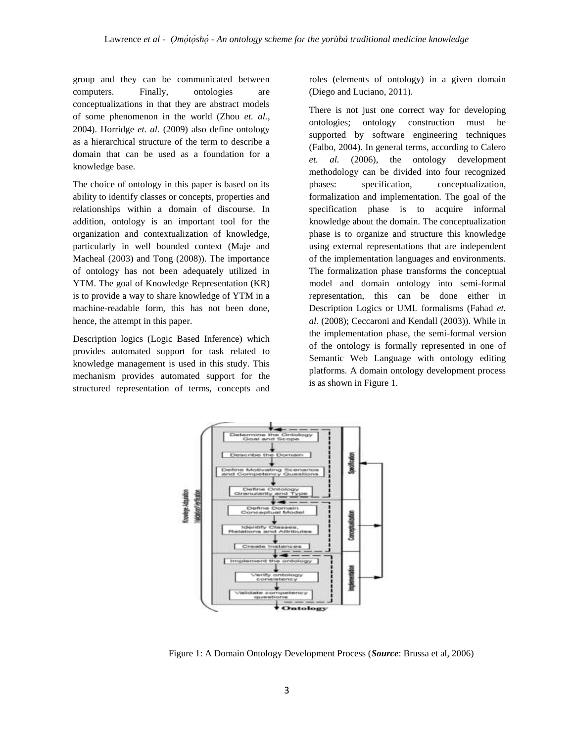group and they can be communicated between computers. Finally, ontologies are conceptualizations in that they are abstract models of some phenomenon in the world (Zhou *et. al.*, 2004). Horridge *et. al.* (2009) also define ontology as a hierarchical structure of the term to describe a domain that can be used as a foundation for a knowledge base.

The choice of ontology in this paper is based on its ability to identify classes or concepts, properties and relationships within a domain of discourse. In addition, ontology is an important tool for the organization and contextualization of knowledge, particularly in well bounded context (Maje and Macheal (2003) and Tong (2008)). The importance of ontology has not been adequately utilized in YTM. The goal of Knowledge Representation (KR) is to provide a way to share knowledge of YTM in a machine-readable form, this has not been done, hence, the attempt in this paper.

Description logics (Logic Based Inference) which provides automated support for task related to knowledge management is used in this study. This mechanism provides automated support for the structured representation of terms, concepts and roles (elements of ontology) in a given domain (Diego and Luciano, 2011).

There is not just one correct way for developing ontologies; ontology construction must be supported by software engineering techniques (Falbo, 2004). In general terms, according to Calero *et. al.* (2006), the ontology development methodology can be divided into four recognized phases: specification, conceptualization, formalization and implementation. The goal of the specification phase is to acquire informal knowledge about the domain. The conceptualization phase is to organize and structure this knowledge using external representations that are independent of the implementation languages and environments. The formalization phase transforms the conceptual model and domain ontology into semi-formal representation, this can be done either in Description Logics or UML formalisms (Fahad *et. al.* (2008); Ceccaroni and Kendall (2003)). While in the implementation phase, the semi-formal version of the ontology is formally represented in one of Semantic Web Language with ontology editing platforms. A domain ontology development process is as shown in Figure 1.

Figure 1: A Domain Ontology Development Process (***Source***: Brussa et al, 2006)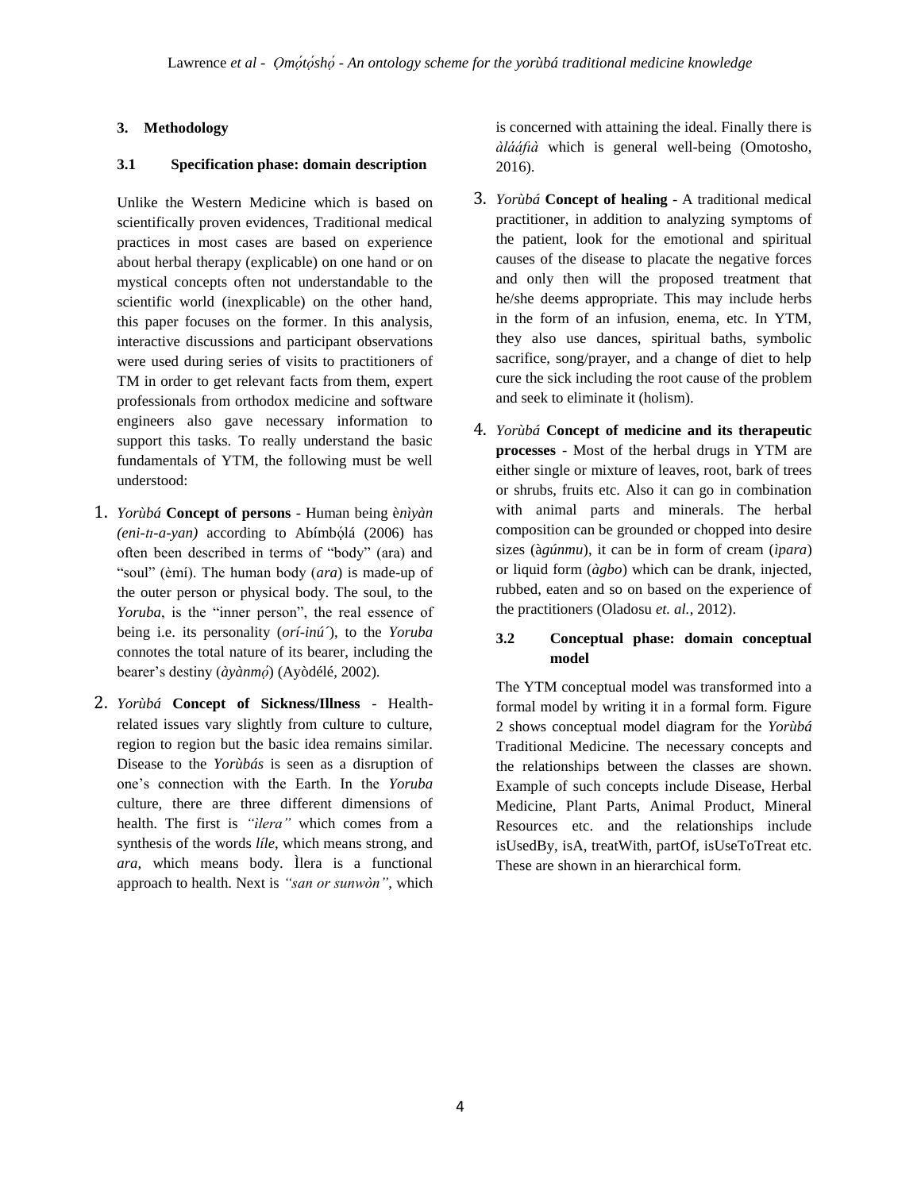## 3. Methodology

### 3.1 Specification phase: domain description

Unlike the Western Medicine which is based on scientifically proven evidences, Traditional medical practices in most cases are based on experience about herbal therapy (explicable) on one hand or on mystical concepts often not understandable to the scientific world (inexplicable) on the other hand, this paper focuses on the former. In this analysis, interactive discussions and participant observations were used during series of visits to practitioners of TM in order to get relevant facts from them, expert professionals from orthodox medicine and software engineers also gave necessary information to support this tasks. To really understand the basic fundamentals of YTM, the following must be well understood:

1. *Yorùbá* **Concept of persons** - Human being è*nìyàn (eni-tı-a-yan)* according to Abímbọ́lá (2006) has often been described in terms of "body" (ara) and "soul" (èmí). The human body (*ara*) is made-up of the outer person or physical body. The soul, to the *Yoruba*, is the "inner person", the real essence of being i.e. its personality (*orí-inú*´), to the *Yoruba* connotes the total nature of its bearer, including the bearer's destiny (*àyànmọ́*) (Ayòdélé, 2002).

2. *Yorùbá* **Concept of Sickness/Illness** - Health-related issues vary slightly from culture to culture, region to region but the basic idea remains similar. Disease to the *Yorùbás* is seen as a disruption of one's connection with the Earth. In the *Yoruba* culture, there are three different dimensions of health. The first is *"ìlera"* which comes from a synthesis of the words *líle*, which means strong, and *ara*, which means body. Ìlera is a functional approach to health. Next is *"san or sunwòn"*, which is concerned with attaining the ideal. Finally there is *àlááfià* which is general well-being (Omotosho, 2016).

3. *Yorùbá* **Concept of healing** - A traditional medical practitioner, in addition to analyzing symptoms of the patient, look for the emotional and spiritual causes of the disease to placate the negative forces and only then will the proposed treatment that he/she deems appropriate. This may include herbs in the form of an infusion, enema, etc. In YTM, they also use dances, spiritual baths, symbolic sacrifice, song/prayer, and a change of diet to help cure the sick including the root cause of the problem and seek to eliminate it (holism).

4. *Yorùbá* **Concept of medicine and its therapeutic processes** - Most of the herbal drugs in YTM are either single or mixture of leaves, root, bark of trees or shrubs, fruits etc. Also it can go in combination with animal parts and minerals. The herbal composition can be grounded or chopped into desire sizes (à*gúnmu*), it can be in form of cream (*ìpara*) or liquid form (*àgbo*) which can be drank, injected, rubbed, eaten and so on based on the experience of the practitioners (Oladosu *et. al.*, 2012).

### 3.2 Conceptual phase: domain conceptual model

The YTM conceptual model was transformed into a formal model by writing it in a formal form. Figure 2 shows conceptual model diagram for the *Yorùbá* Traditional Medicine. The necessary concepts and the relationships between the classes are shown. Example of such concepts include Disease, Herbal Medicine, Plant Parts, Animal Product, Mineral Resources etc. and the relationships include isUsedBy, isA, treatWith, partOf, isUseToTreat etc. These are shown in an hierarchical form.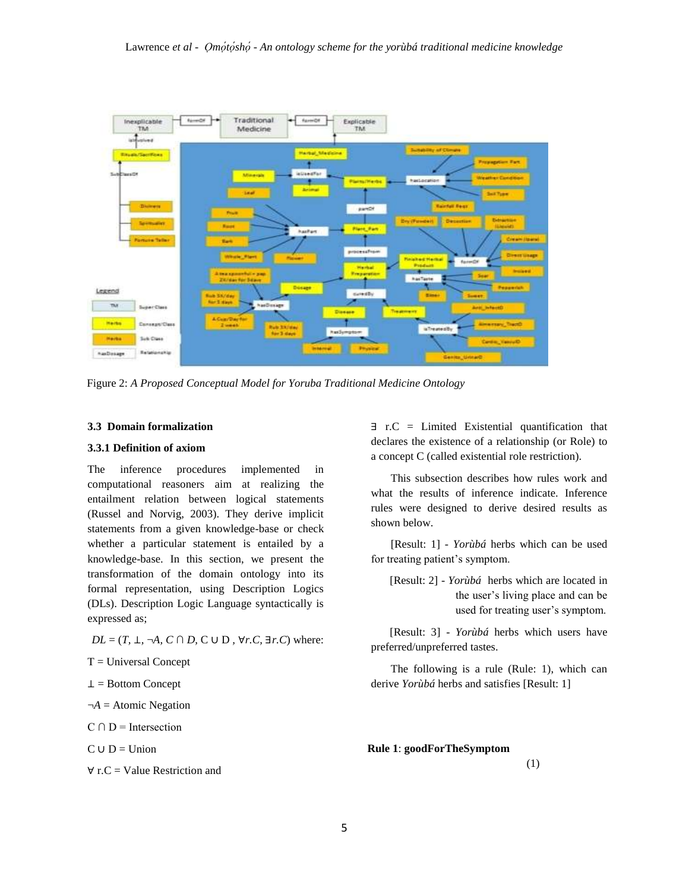Figure 2: *A Proposed Conceptual Model for Yoruba Traditional Medicine Ontology*

### 3.3 Domain formalization

### 3.3.1 Definition of axiom

The inference procedures implemented in computational reasoners aim at realizing the entailment relation between logical statements (Russel and Norvig, 2003). They derive implicit statements from a given knowledge-base or check whether a particular statement is entailed by a knowledge-base. In this section, we present the transformation of the domain ontology into its formal representation, using Description Logics (DLs). Description Logic Language syntactically is expressed as;

$DL = (T, \bot, \neg A, C \cap D, C \cup D, \forall r.C, \exists r.C)$ where:

T = Universal Concept

$\bot$ = Bottom Concept

$\neg A$ = Atomic Negation

$C \cap D$ = Intersection

$C \cup D$ = Union

$\forall$ r.C = Value Restriction and

$\exists$ r.C = Limited Existential quantification that declares the existence of a relationship (or Role) to a concept C (called existential role restriction).

This subsection describes how rules work and what the results of inference indicate. Inference rules were designed to derive desired results as shown below.

[Result: 1] - *Yorùbá* herbs which can be used for treating patient's symptom.

[Result: 2] - *Yorùbá* herbs which are located in the user's living place and can be used for treating user's symptom.

[Result: 3] - *Yorùbá* herbs which users have preferred/unpreferred tastes.

The following is a rule (Rule: 1), which can derive *Yorùbá* herbs and satisfies [Result: 1]

**Rule 1**: **goodForTheSymptom** (1)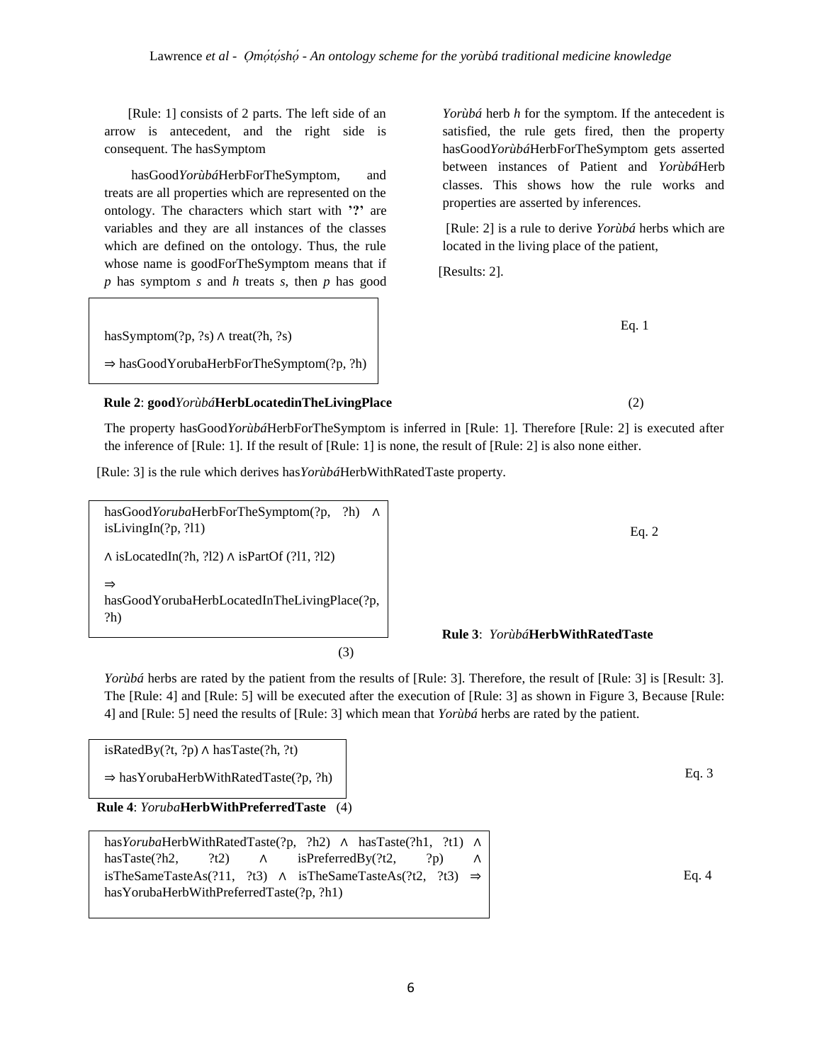[Rule: 1] consists of 2 parts. The left side of an arrow is antecedent, and the right side is consequent. The hasSymptom

hasGood*Yorùbá*HerbForTheSymptom, and treats are all properties which are represented on the ontology. The characters which start with **'?'** are variables and they are all instances of the classes which are defined on the ontology. Thus, the rule whose name is goodForTheSymptom means that if *p* has symptom *s* and *h* treats *s*, then *p* has good *Yorùbá* herb *h* for the symptom. If the antecedent is satisfied, the rule gets fired, then the property hasGood*Yorùbá*HerbForTheSymptom gets asserted between instances of Patient and *Yorùbá*Herb classes. This shows how the rule works and properties are asserted by inferences.

[Rule: 2] is a rule to derive *Yorùbá* herbs which are located in the living place of the patient,

[Results: 2].

```
hasSymptom(?p, ?s) ∧ treat(?h, ?s)
⇒ hasGoodYorubaHerbForTheSymptom(?p, ?h)
```

Eq. 1

**Rule 2**: **good***Yorùbá***HerbLocatedinTheLivingPlace** (2)

The property hasGood*Yorùbá*HerbForTheSymptom is inferred in [Rule: 1]. Therefore [Rule: 2] is executed after the inference of [Rule: 1]. If the result of [Rule: 1] is none, the result of [Rule: 2] is also none either.

[Rule: 3] is the rule which derives has*Yorùbá*HerbWithRatedTaste property.

```
hasGoodYorubaHerbForTheSymptom(?p, ?h) ∧ isLivingIn(?p, ?l1)
∧ isLocatedIn(?h, ?l2) ∧ isPartOf (?l1, ?l2)
⇒
hasGoodYorubaHerbLocatedInTheLivingPlace(?p, ?h)
```

Eq. 2

(3)

**Rule 3**: *Yorùbá***HerbWithRatedTaste**

*Yorùbá* herbs are rated by the patient from the results of [Rule: 3]. Therefore, the result of [Rule: 3] is [Result: 3]. The [Rule: 4] and [Rule: 5] will be executed after the execution of [Rule: 3] as shown in Figure 3, Because [Rule: 4] and [Rule: 5] need the results of [Rule: 3] which mean that *Yorùbá* herbs are rated by the patient.

```
isRatedBy(?t, ?p) ∧ hasTaste(?h, ?t)
⇒ hasYorubaHerbWithRatedTaste(?p, ?h)
```

Eq. 3

**Rule 4**: *Yoruba***HerbWithPreferredTaste** (4)

```
hasYorubaHerbWithRatedTaste(?p, ?h2) ∧ hasTaste(?h1, ?t1) ∧ hasTaste(?h2, ?t2) ∧ isPreferredBy(?t2, ?p) ∧ isTheSameTasteAs(?11, ?t3) ∧ isTheSameTasteAs(?t2, ?t3) ⇒ hasYorubaHerbWithPreferredTaste(?p, ?h1)
```

Eq. 4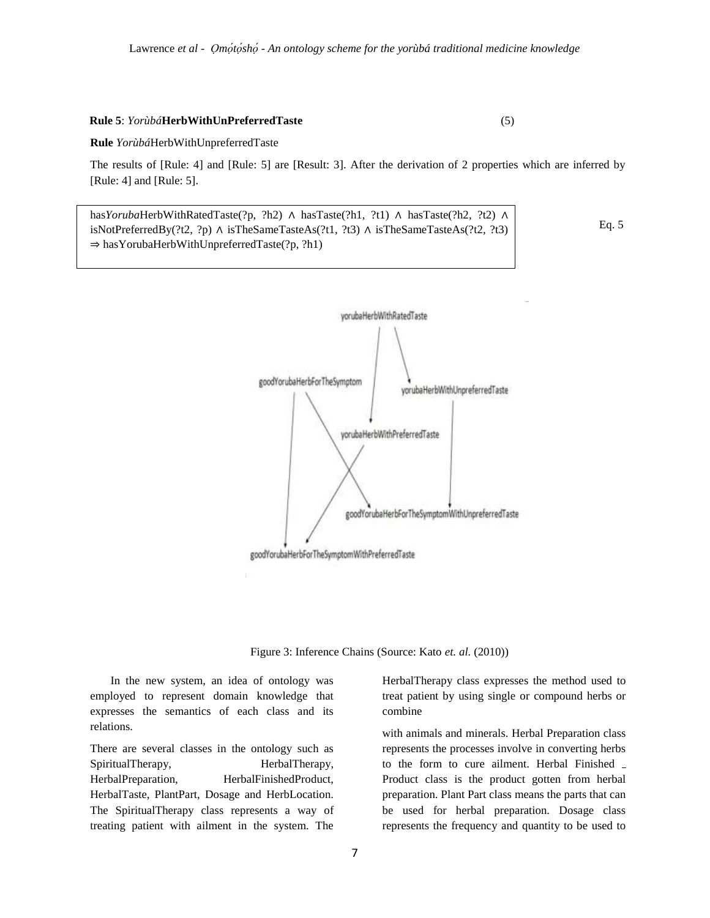**Rule 5**: *Yorùbá***HerbWithUnPreferredTaste** (5)

**Rule** *Yorùbá*HerbWithUnpreferredTaste

The results of [Rule: 4] and [Rule: 5] are [Result: 3]. After the derivation of 2 properties which are inferred by [Rule: 4] and [Rule: 5].

has*Yoruba*HerbWithRatedTaste(?p, ?h2) ∧ hasTaste(?h1, ?t1) ∧ hasTaste(?h2, ?t2) ∧ isNotPreferredBy(?t2, ?p) ∧ isTheSameTasteAs(?t1, ?t3) ∧ isTheSameTasteAs(?t2, ?t3) ⇒ hasYorubaHerbWithUnpreferredTaste(?p, ?h1) Eq. 5

Figure 3: Inference Chains (Source: Kato *et. al.* (2010))

In the new system, an idea of ontology was employed to represent domain knowledge that expresses the semantics of each class and its relations.

There are several classes in the ontology such as SpiritualTherapy, HerbalTherapy, HerbalPreparation, HerbalFinishedProduct, HerbalTaste, PlantPart, Dosage and HerbLocation. The SpiritualTherapy class represents a way of treating patient with ailment in the system. The HerbalTherapy class expresses the method used to treat patient by using single or compound herbs or combine

with animals and minerals. Herbal Preparation class represents the processes involve in converting herbs to the form to cure ailment. Herbal Finished Product class is the product gotten from herbal preparation. Plant Part class means the parts that can be used for herbal preparation. Dosage class represents the frequency and quantity to be used to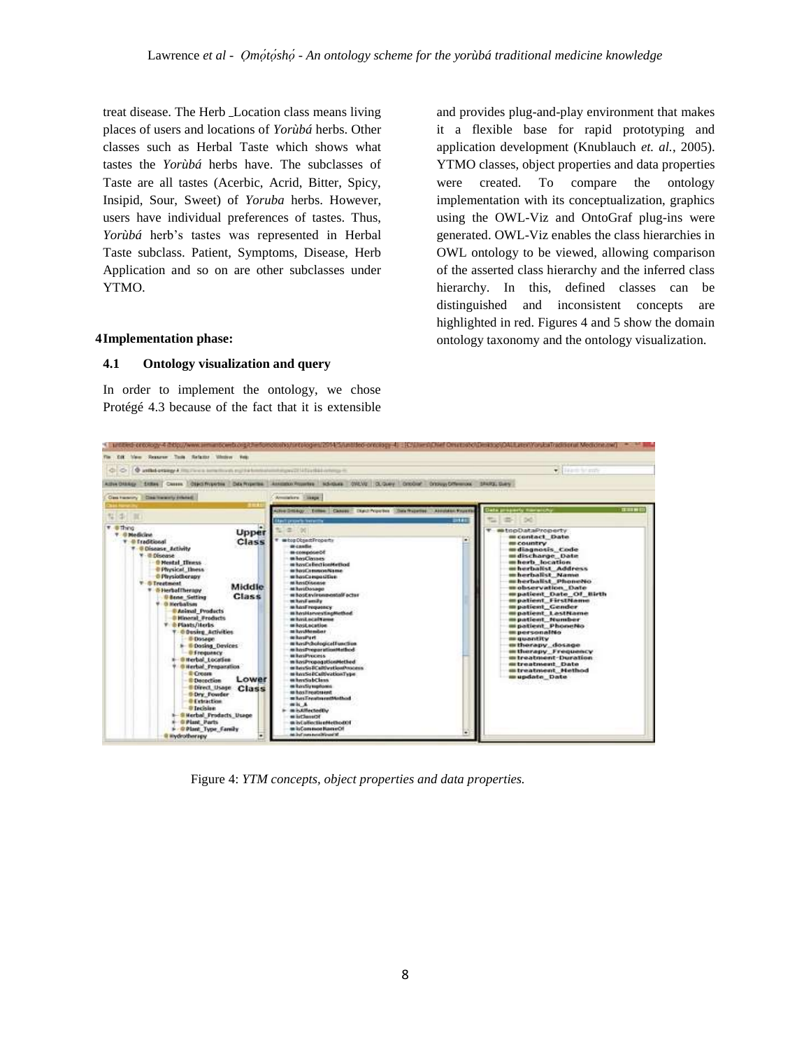treat disease. The Herb _Location class means living places of users and locations of *Yorùbá* herbs. Other classes such as Herbal Taste which shows what tastes the *Yorùbá* herbs have. The subclasses of Taste are all tastes (Acerbic, Acrid, Bitter, Spicy, Insipid, Sour, Sweet) of *Yoruba* herbs. However, users have individual preferences of tastes. Thus, *Yorùbá* herb's tastes was represented in Herbal Taste subclass. Patient, Symptoms, Disease, Herb Application and so on are other subclasses under YTMO.

## 4 Implementation phase:

### 4.1 Ontology visualization and query

In order to implement the ontology, we chose Protégé 4.3 because of the fact that it is extensible and provides plug-and-play environment that makes it a flexible base for rapid prototyping and application development (Knublauch *et. al.*, 2005). YTMO classes, object properties and data properties were created. To compare the ontology implementation with its conceptualization, graphics using the OWL-Viz and OntoGraf plug-ins were generated. OWL-Viz enables the class hierarchies in OWL ontology to be viewed, allowing comparison of the asserted class hierarchy and the inferred class hierarchy. In this, defined classes can be distinguished and inconsistent concepts are highlighted in red. Figures 4 and 5 show the domain ontology taxonomy and the ontology visualization.

Figure 4: *YTM concepts, object properties and data properties.*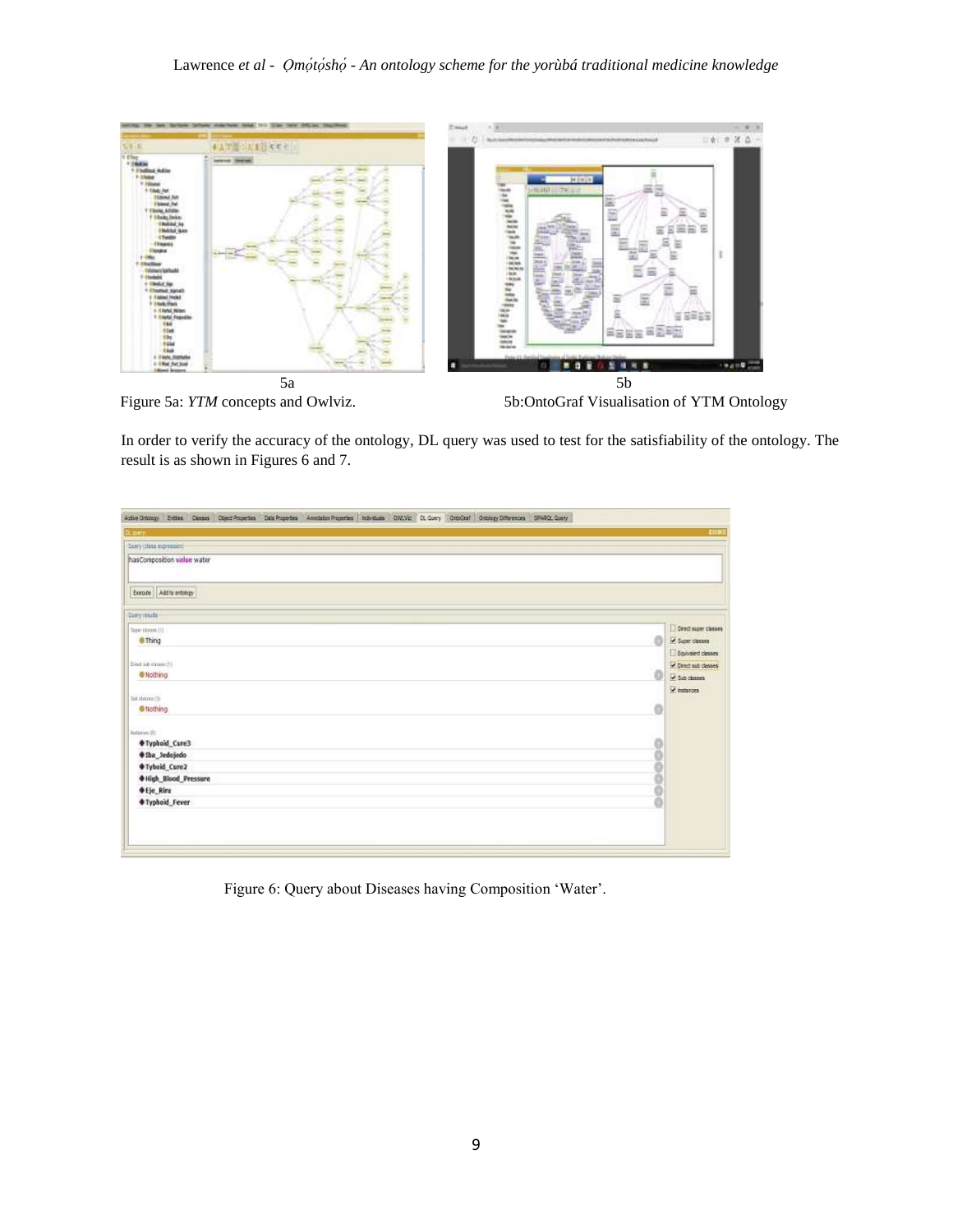5a

5b

Figure 5a: *YTM* concepts and Owlviz.

5b:OntoGraf Visualisation of YTM Ontology

In order to verify the accuracy of the ontology, DL query was used to test for the satisfiability of the ontology. The result is as shown in Figures 6 and 7.

Figure 6: Query about Diseases having Composition 'Water'.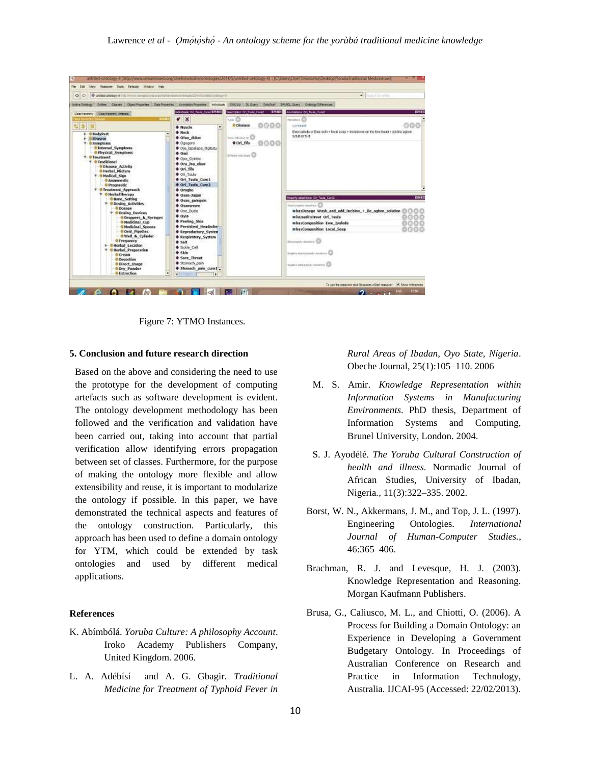Figure 7: YTMO Instances.

## 5. Conclusion and future research direction

Based on the above and considering the need to use the prototype for the development of computing artefacts such as software development is evident. The ontology development methodology has been followed and the verification and validation have been carried out, taking into account that partial verification allow identifying errors propagation between set of classes. Furthermore, for the purpose of making the ontology more flexible and allow extensibility and reuse, it is important to modularize the ontology if possible. In this paper, we have demonstrated the technical aspects and features of the ontology construction. Particularly, this approach has been used to define a domain ontology for YTM, which could be extended by task ontologies and used by different medical applications.

## References

K. Abímbólá. *Yoruba Culture: A philosophy Account*. Iroko Academy Publishers Company, United Kingdom. 2006.

L. A. Adébísí and A. G. Gbagir. *Traditional Medicine for Treatment of Typhoid Fever in Rural Areas of Ibadan, Oyo State, Nigeria*. Obeche Journal, 25(1):105–110. 2006

M. S. Amir. *Knowledge Representation within Information Systems in Manufacturing Environments*. PhD thesis, Department of Information Systems and Computing, Brunel University, London. 2004.

S. J. Ayodélé. *The Yoruba Cultural Construction of health and illness*. Normadic Journal of African Studies, University of Ibadan, Nigeria., 11(3):322–335. 2002.

Borst, W. N., Akkermans, J. M., and Top, J. L. (1997). Engineering Ontologies. *International Journal of Human-Computer Studies.*, 46:365–406.

Brachman, R. J. and Levesque, H. J. (2003). Knowledge Representation and Reasoning. Morgan Kaufmann Publishers.

Brusa, G., Caliusco, M. L., and Chiotti, O. (2006). A Process for Building a Domain Ontology: an Experience in Developing a Government Budgetary Ontology. In Proceedings of Australian Conference on Research and Practice in Information Technology, Australia. IJCAI-95 (Accessed: 22/02/2013).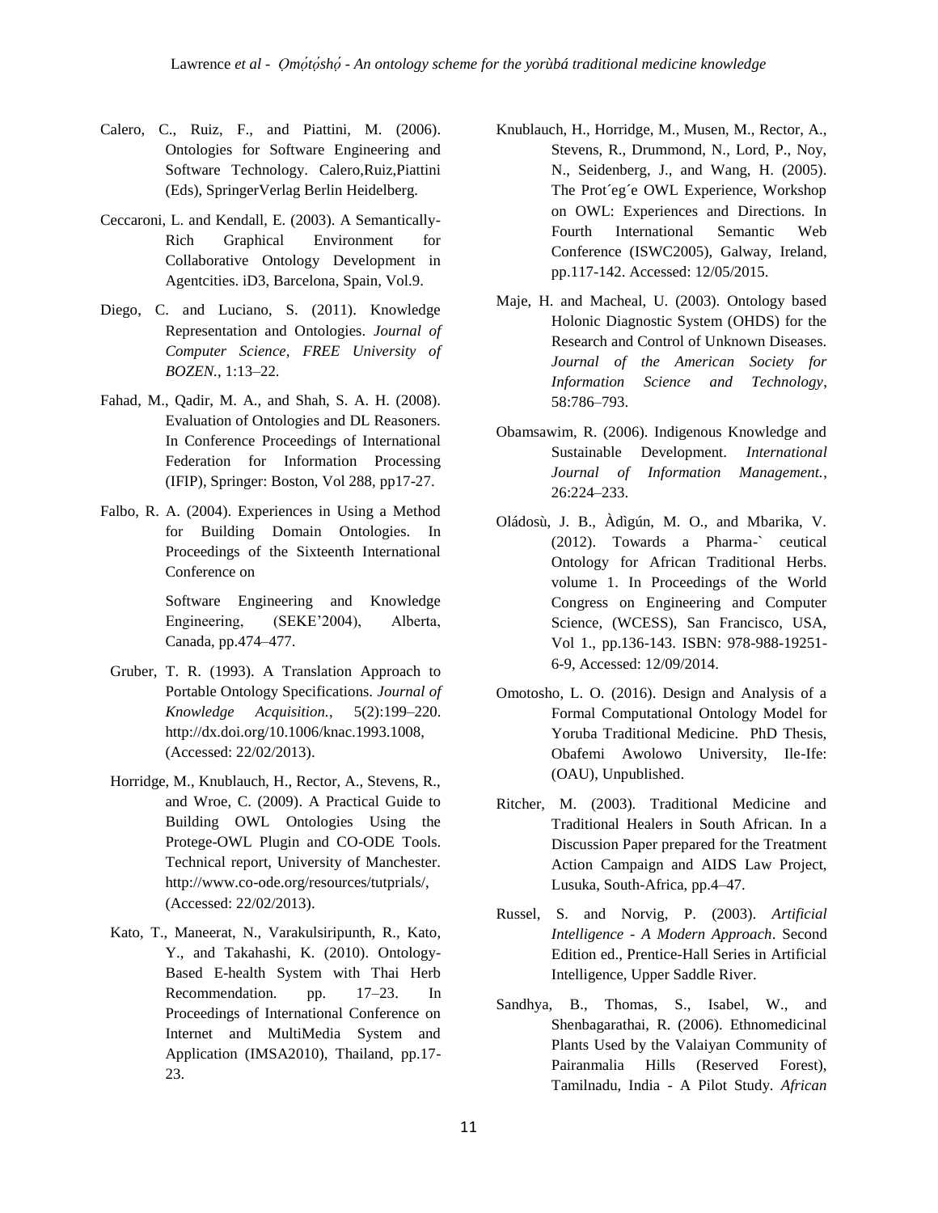Calero, C., Ruiz, F., and Piattini, M. (2006). Ontologies for Software Engineering and Software Technology. Calero,Ruiz,Piattini (Eds), SpringerVerlag Berlin Heidelberg.

Ceccaroni, L. and Kendall, E. (2003). A Semantically-Rich Graphical Environment for Collaborative Ontology Development in Agentcities. iD3, Barcelona, Spain, Vol.9.

Diego, C. and Luciano, S. (2011). Knowledge Representation and Ontologies. *Journal of Computer Science, FREE University of BOZEN.*, 1:13–22.

Fahad, M., Qadir, M. A., and Shah, S. A. H. (2008). Evaluation of Ontologies and DL Reasoners. In Conference Proceedings of International Federation for Information Processing (IFIP), Springer: Boston, Vol 288, pp17-27.

Falbo, R. A. (2004). Experiences in Using a Method for Building Domain Ontologies. In Proceedings of the Sixteenth International Conference on Software Engineering and Knowledge Engineering, (SEKE'2004), Alberta, Canada, pp.474–477.

Gruber, T. R. (1993). A Translation Approach to Portable Ontology Specifications. *Journal of Knowledge Acquisition.*, 5(2):199–220. http://dx.doi.org/10.1006/knac.1993.1008, (Accessed: 22/02/2013).

Horridge, M., Knublauch, H., Rector, A., Stevens, R., and Wroe, C. (2009). A Practical Guide to Building OWL Ontologies Using the Protege-OWL Plugin and CO-ODE Tools. Technical report, University of Manchester. http://www.co-ode.org/resources/tutprials/, (Accessed: 22/02/2013).

Kato, T., Maneerat, N., Varakulsiripunth, R., Kato, Y., and Takahashi, K. (2010). Ontology-Based E-health System with Thai Herb Recommendation. pp. 17–23. In Proceedings of International Conference on Internet and MultiMedia System and Application (IMSA2010), Thailand, pp.17-23.

Knublauch, H., Horridge, M., Musen, M., Rector, A., Stevens, R., Drummond, N., Lord, P., Noy, N., Seidenberg, J., and Wang, H. (2005). The Prot´eg´e OWL Experience, Workshop on OWL: Experiences and Directions. In Fourth International Semantic Web Conference (ISWC2005), Galway, Ireland, pp.117-142. Accessed: 12/05/2015.

Maje, H. and Macheal, U. (2003). Ontology based Holonic Diagnostic System (OHDS) for the Research and Control of Unknown Diseases. *Journal of the American Society for Information Science and Technology*, 58:786–793.

Obamsawim, R. (2006). Indigenous Knowledge and Sustainable Development. *International Journal of Information Management.*, 26:224–233.

Oládosù, J. B., Àdìgún, M. O., and Mbarika, V. (2012). Towards a Pharma-` ceutical Ontology for African Traditional Herbs. volume 1. In Proceedings of the World Congress on Engineering and Computer Science, (WCESS), San Francisco, USA, Vol 1., pp.136-143. ISBN: 978-988-19251-6-9, Accessed: 12/09/2014.

Omotosho, L. O. (2016). Design and Analysis of a Formal Computational Ontology Model for Yoruba Traditional Medicine. PhD Thesis, Obafemi Awolowo University, Ile-Ife: (OAU), Unpublished.

Ritcher, M. (2003). Traditional Medicine and Traditional Healers in South African. In a Discussion Paper prepared for the Treatment Action Campaign and AIDS Law Project, Lusuka, South-Africa, pp.4–47.

Russel, S. and Norvig, P. (2003). *Artificial Intelligence - A Modern Approach*. Second Edition ed., Prentice-Hall Series in Artificial Intelligence, Upper Saddle River.

Sandhya, B., Thomas, S., Isabel, W., and Shenbagarathai, R. (2006). Ethnomedicinal Plants Used by the Valaiyan Community of Pairanmalia Hills (Reserved Forest), Tamilnadu, India - A Pilot Study. *African*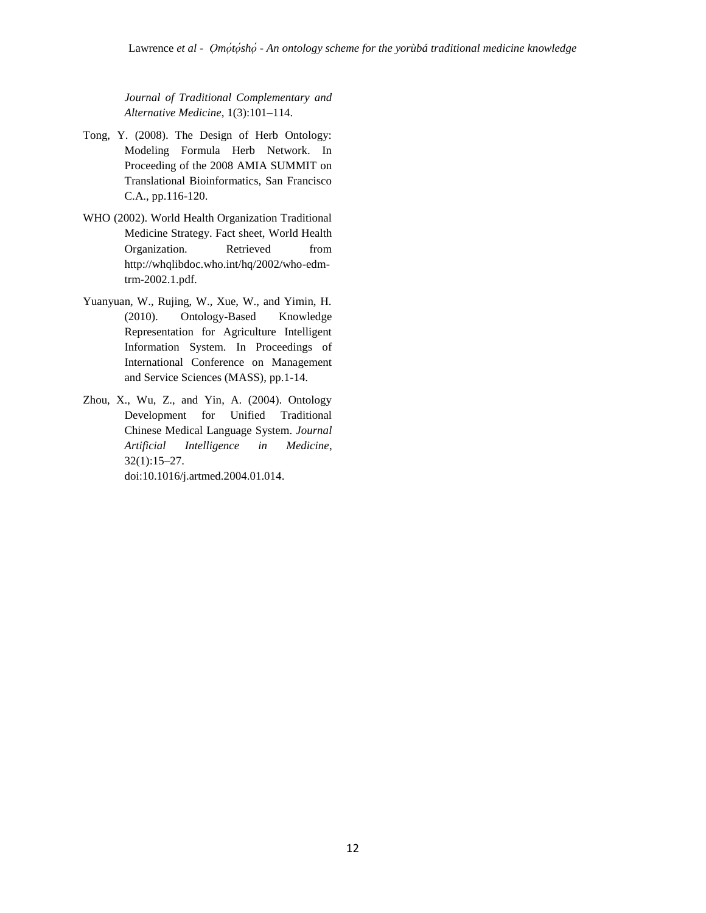*Journal of Traditional Complementary and Alternative Medicine*, 1(3):101–114.

Tong, Y. (2008). The Design of Herb Ontology: Modeling Formula Herb Network. In Proceeding of the 2008 AMIA SUMMIT on Translational Bioinformatics, San Francisco C.A., pp.116-120.

WHO (2002). World Health Organization Traditional Medicine Strategy. Fact sheet, World Health Organization. Retrieved from http://whqlibdoc.who.int/hq/2002/who-edm-trm-2002.1.pdf.

Yuanyuan, W., Rujing, W., Xue, W., and Yimin, H. (2010). Ontology-Based Knowledge Representation for Agriculture Intelligent Information System. In Proceedings of International Conference on Management and Service Sciences (MASS), pp.1-14.

Zhou, X., Wu, Z., and Yin, A. (2004). Ontology Development for Unified Traditional Chinese Medical Language System. *Journal Artificial Intelligence in Medicine*, 32(1):15–27. doi:10.1016/j.artmed.2004.01.014.